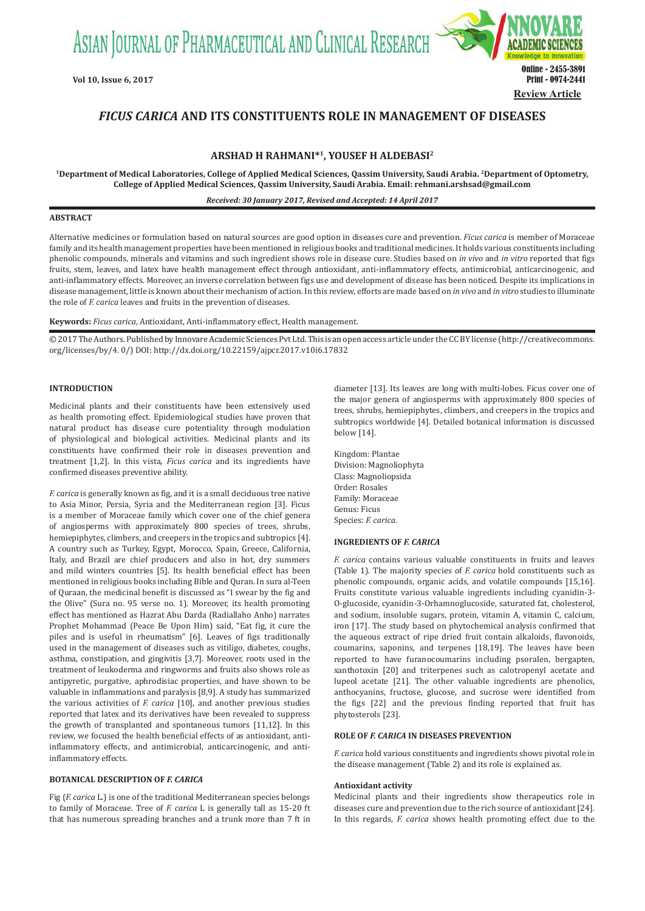Review Article

# *FICUS CARICA* AND ITS CONSTITUENTS ROLE IN MANAGEMENT OF DISEASES

**ARSHAD H RAHMANI*[1], YOUSEF H ALDEBASI[2]**

**[1]Department of Medical Laboratories, College of Applied Medical Sciences, Qassim University, Saudi Arabia. [2]Department of Optometry, College of Applied Medical Sciences, Qassim University, Saudi Arabia. Email: rehmani.arshsad@gmail.com**

***Received: 30 January 2017, Revised and Accepted: 14 April 2017***

## ABSTRACT

Alternative medicines or formulation based on natural sources are good option in diseases cure and prevention. *Ficus carica* is member of Moraceae family and its health management properties have been mentioned in religious books and traditional medicines. It holds various constituents including phenolic compounds, minerals and vitamins and such ingredient shows role in disease cure. Studies based on *in vivo* and *in vitro* reported that figs fruits, stem, leaves, and latex have health management effect through antioxidant, anti-inflammatory effects, antimicrobial, anticarcinogenic, and anti-inflammatory effects. Moreover, an inverse correlation between figs use and development of disease has been noticed. Despite its implications in disease management, little is known about their mechanism of action. In this review, efforts are made based on *in vivo* and *in vitro* studies to illuminate the role of *F. carica* leaves and fruits in the prevention of diseases.

**Keywords:** *Ficus carica*, Antioxidant, Anti-inflammatory effect, Health management.

© 2017 The Authors. Published by Innovare Academic Sciences Pvt Ltd. This is an open access article under the CC BY license (http://creativecommons.org/licenses/by/4. 0/) DOI: http://dx.doi.org/10.22159/ajpcr.2017.v10i6.17832

## INTRODUCTION

Medicinal plants and their constituents have been extensively used as health promoting effect. Epidemiological studies have proven that natural product has disease cure potentiality through modulation of physiological and biological activities. Medicinal plants and its constituents have confirmed their role in diseases prevention and treatment [1,2]. In this vista, *Ficus carica* and its ingredients have confirmed diseases preventive ability.

*F. carica* is generally known as fig, and it is a small deciduous tree native to Asia Minor, Persia, Syria and the Mediterranean region [3]. Ficus is a member of Moraceae family which cover one of the chief genera of angiosperms with approximately 800 species of trees, shrubs, hemiepiphytes, climbers, and creepers in the tropics and subtropics [4]. A country such as Turkey, Egypt, Morocco, Spain, Greece, California, Italy, and Brazil are chief producers and also in hot, dry summers and mild winters countries [5]. Its health beneficial effect has been mentioned in religious books including Bible and Quran. In sura al-Teen of Quraan, the medicinal benefit is discussed as "I swear by the fig and the Olive" (Sura no. 95 verse no. 1). Moreover, its health promoting effect has mentioned as Hazrat Abu Darda (Radiallaho Anho) narrates Prophet Mohammad (Peace Be Upon Him) said, "Eat fig, it cure the piles and is useful in rheumatism" [6]. Leaves of figs traditionally used in the management of diseases such as vitiligo, diabetes, coughs, asthma, constipation, and gingivitis [3,7]. Moreover, roots used in the treatment of leukoderma and ringworms and fruits also shows role as antipyretic, purgative, aphrodisiac properties, and have shown to be valuable in inflammations and paralysis [8,9]. A study has summarized the various activities of *F. carica* [10], and another previous studies reported that latex and its derivatives have been revealed to suppress the growth of transplanted and spontaneous tumors [11,12]. In this review, we focused the health beneficial effects of as antioxidant, anti-inflammatory effects, and antimicrobial, anticarcinogenic, and anti-inflammatory effects.

## BOTANICAL DESCRIPTION OF *F. CARICA*

Fig (*F. carica* L.) is one of the traditional Mediterranean species belongs to family of Moraceae. Tree of *F. carica* L is generally tall as 15-20 ft that has numerous spreading branches and a trunk more than 7 ft in diameter [13]. Its leaves are long with multi-lobes. Ficus cover one of the major genera of angiosperms with approximately 800 species of trees, shrubs, hemiepiphytes, climbers, and creepers in the tropics and subtropics worldwide [4]. Detailed botanical information is discussed below [14].

Kingdom: Plantae
Division: Magnoliophyta
Class: Magnoliopsida
Order: Rosales
Family: Moraceae
Genus: Ficus
Species: *F. carica*.

## INGREDIENTS OF *F. CARICA*

*F. carica* contains various valuable constituents in fruits and leaves (Table 1). The majority species of *F. carica* hold constituents such as phenolic compounds, organic acids, and volatile compounds [15,16]. Fruits constitute various valuable ingredients including cyanidin-3-O-glucoside, cyanidin-3-Orhamnoglucoside, saturated fat, cholesterol, and sodium, insoluble sugars, protein, vitamin A, vitamin C, calcium, iron [17]. The study based on phytochemical analysis confirmed that the aqueous extract of ripe dried fruit contain alkaloids, flavonoids, coumarins, saponins, and terpenes [18,19]. The leaves have been reported to have furanocoumarins including psoralen, bergapten, xanthotoxin [20] and triterpenes such as calotropenyl acetate and lupeol acetate [21]. The other valuable ingredients are phenolics, anthocyanins, fructose, glucose, and sucrose were identified from the figs [22] and the previous finding reported that fruit has phytosterols [23].

## ROLE OF *F. CARICA* IN DISEASES PREVENTION

*F. carica* hold various constituents and ingredients shows pivotal role in the disease management (Table 2) and its role is explained as.

### Antioxidant activity

Medicinal plants and their ingredients show therapeutics role in diseases cure and prevention due to the rich source of antioxidant [24]. In this regards, *F. carica* shows health promoting effect due to the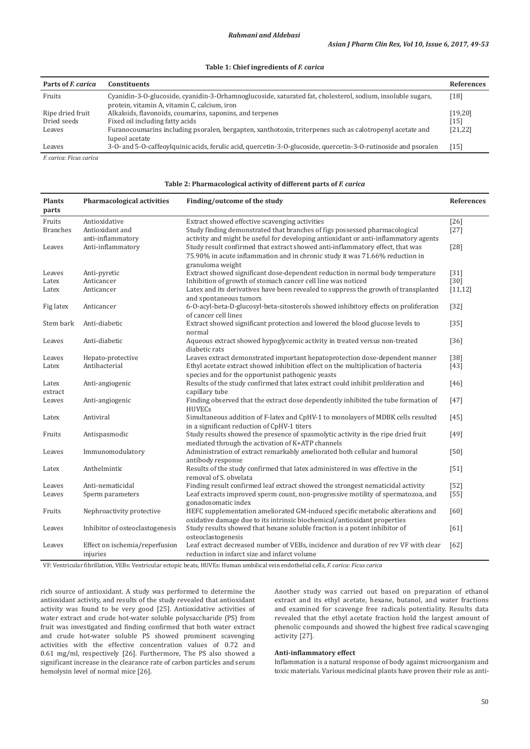**Table 1: Chief ingredients of *F. carica***

| Parts of *F. carica* | Constituents | References |
|---|---|---|
| Fruits | Cyanidin-3-O-glucoside, cyanidin-3-Orhamnoglucoside, saturated fat, cholesterol, sodium, insoluble sugars, protein, vitamin A, vitamin C, calcium, iron | [18] |
| Ripe dried fruit | Alkaloids, flavonoids, coumarins, saponins, and terpenes | [19,20] |
| Dried seeds | Fixed oil including fatty acids | [15] |
| Leaves | Furanocoumarins including psoralen, bergapten, xanthotoxin, triterpenes such as calotropenyl acetate and lupeol acetate | [21,22] |
| Leaves | 3-O- and 5-O-caffeoylquinic acids, ferulic acid, quercetin-3-O-glucoside, quercetin-3-O-rutinoside and psoralen | [15] |

*F. carica: Ficus carica*

**Table 2: Pharmacological activity of different parts of *F. carica***

| Plants parts | Pharmacological activities | Finding/outcome of the study | References |
|---|---|---|---|
| Fruits | Antioxidative | Extract showed effective scavenging activities | [26] |
| Branches | Antioxidant and anti-inflammatory | Study finding demonstrated that branches of figs possessed pharmacological activity and might be useful for developing antioxidant or anti-inflammatory agents | [27] |
| Leaves | Anti-inflammatory | Study result confirmed that extract showed anti-inflammatory effect, that was 75.90% in acute inflammation and in chronic study it was 71.66% reduction in granuloma weight | [28] |
| Leaves | Anti-pyretic | Extract showed significant dose-dependent reduction in normal body temperature | [31] |
| Latex | Anticancer | Inhibition of growth of stomach cancer cell line was noticed | [30] |
| Latex | Anticancer | Latex and its derivatives have been revealed to suppress the growth of transplanted and spontaneous tumors | [11,12] |
| Fig latex | Anticancer | 6-O-acyl-beta-D-glucosyl-beta-sitosterols showed inhibitory effects on proliferation of cancer cell lines | [32] |
| Stem bark | Anti-diabetic | Extract showed significant protection and lowered the blood glucose levels to normal | [35] |
| Leaves | Anti-diabetic | Aqueous extract showed hypoglycemic activity in treated versus non-treated diabetic rats | [36] |
| Leaves | Hepato-protective | Leaves extract demonstrated important hepatoprotection dose-dependent manner | [38] |
| Latex | Antibacterial | Ethyl acetate extract showed inhibition effect on the multiplication of bacteria species and for the opportunist pathogenic yeasts | [43] |
| Latex extract | Anti-angiogenic | Results of the study confirmed that latex extract could inhibit proliferation and capillary tube | [46] |
| Leaves | Anti-angiogenic | Finding observed that the extract dose dependently inhibited the tube formation of HUVECs | [47] |
| Latex | Antiviral | Simultaneous addition of F-latex and CpHV-1 to monolayers of MDBK cells resulted in a significant reduction of CpHV-1 titers | [45] |
| Fruits | Antispasmodic | Study results showed the presence of spasmolytic activity in the ripe dried fruit mediated through the activation of K+ATP channels | [49] |
| Leaves | Immunomodulatory | Administration of extract remarkably ameliorated both cellular and humoral antibody response | [50] |
| Latex | Anthelmintic | Results of the study confirmed that latex administered in was effective in the removal of S. obvelata | [51] |
| Leaves | Anti-nematicidal | Finding result confirmed leaf extract showed the strongest nematicidal activity | [52] |
| Leaves | Sperm parameters | Leaf extracts improved sperm count, non-progressive motility of spermatozoa, and gonadosomatic index | [55] |
| Fruits | Nephroactivity protective | HEFC supplementation ameliorated GM-induced specific metabolic alterations and oxidative damage due to its intrinsic biochemical/antioxidant properties | [60] |
| Leaves | Inhibitor of osteoclastogenesis | Study results showed that hexane soluble fraction is a potent inhibitor of osteoclastogenesis | [61] |
| Leaves | Effect on ischemia/reperfusion injuries | Leaf extract decreased number of VEBs, incidence and duration of rev VF with clear reduction in infarct size and infarct volume | [62] |

VF: Ventricular fibrillation, VEBs: Ventricular ectopic beats, HUVECs: Human umbilical vein endothelial cells, *F. carica: Ficus carica*

rich source of antioxidant. A study was performed to determine the antioxidant activity, and results of the study revealed that antioxidant activity was found to be very good [25]. Antioxidative activities of water extract and crude hot-water soluble polysaccharide (PS) from fruit was investigated and finding confirmed that both water extract and crude hot-water soluble PS showed prominent scavenging activities with the effective concentration values of 0.72 and 0.61 mg/ml, respectively [26]. Furthermore, The PS also showed a significant increase in the clearance rate of carbon particles and serum hemolysin level of normal mice [26].

Another study was carried out based on preparation of ethanol extract and its ethyl acetate, hexane, butanol, and water fractions and examined for scavenge free radicals potentiality. Results data revealed that the ethyl acetate fraction hold the largest amount of phenolic compounds and showed the highest free radical scavenging activity [27].

### Anti-inflammatory effect

Inflammation is a natural response of body against microorganism and toxic materials. Various medicinal plants have proven their role as anti-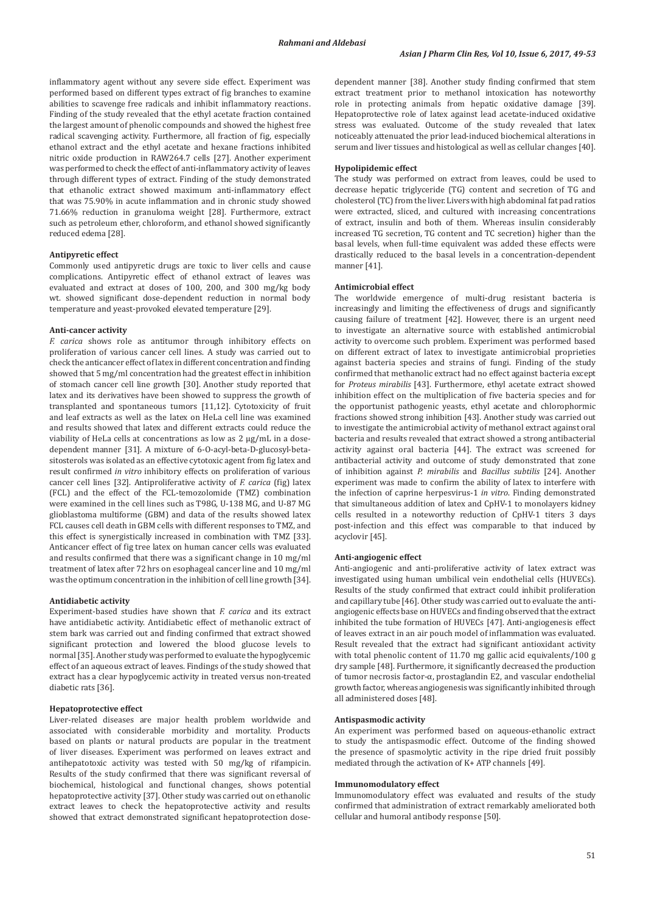inflammatory agent without any severe side effect. Experiment was performed based on different types extract of fig branches to examine abilities to scavenge free radicals and inhibit inflammatory reactions. Finding of the study revealed that the ethyl acetate fraction contained the largest amount of phenolic compounds and showed the highest free radical scavenging activity. Furthermore, all fraction of fig, especially ethanol extract and the ethyl acetate and hexane fractions inhibited nitric oxide production in RAW264.7 cells [27]. Another experiment was performed to check the effect of anti-inflammatory activity of leaves through different types of extract. Finding of the study demonstrated that ethanolic extract showed maximum anti-inflammatory effect that was 75.90% in acute inflammation and in chronic study showed 71.66% reduction in granuloma weight [28]. Furthermore, extract such as petroleum ether, chloroform, and ethanol showed significantly reduced edema [28].

#### Antipyretic effect

Commonly used antipyretic drugs are toxic to liver cells and cause complications. Antipyretic effect of ethanol extract of leaves was evaluated and extract at doses of 100, 200, and 300 mg/kg body wt. showed significant dose-dependent reduction in normal body temperature and yeast-provoked elevated temperature [29].

#### Anti-cancer activity

*F. carica* shows role as antitumor through inhibitory effects on proliferation of various cancer cell lines. A study was carried out to check the anticancer effect of latex in different concentration and finding showed that 5 mg/ml concentration had the greatest effect in inhibition of stomach cancer cell line growth [30]. Another study reported that latex and its derivatives have been showed to suppress the growth of transplanted and spontaneous tumors [11,12]. Cytotoxicity of fruit and leaf extracts as well as the latex on HeLa cell line was examined and results showed that latex and different extracts could reduce the viability of HeLa cells at concentrations as low as 2 µg/mL in a dose-dependent manner [31]. A mixture of 6-O-acyl-beta-D-glucosyl-beta-sitosterols was isolated as an effective cytotoxic agent from fig latex and result confirmed *in vitro* inhibitory effects on proliferation of various cancer cell lines [32]. Antiproliferative activity of *F. carica* (fig) latex (FCL) and the effect of the FCL-temozolomide (TMZ) combination were examined in the cell lines such as T98G, U-138 MG, and U-87 MG glioblastoma multiforme (GBM) and data of the results showed latex FCL causes cell death in GBM cells with different responses to TMZ, and this effect is synergistically increased in combination with TMZ [33]. Anticancer effect of fig tree latex on human cancer cells was evaluated and results confirmed that there was a significant change in 10 mg/ml treatment of latex after 72 hrs on esophageal cancer line and 10 mg/ml was the optimum concentration in the inhibition of cell line growth [34].

#### Antidiabetic activity

Experiment-based studies have shown that *F. carica* and its extract have antidiabetic activity. Antidiabetic effect of methanolic extract of stem bark was carried out and finding confirmed that extract showed significant protection and lowered the blood glucose levels to normal [35]. Another study was performed to evaluate the hypoglycemic effect of an aqueous extract of leaves. Findings of the study showed that extract has a clear hypoglycemic activity in treated versus non-treated diabetic rats [36].

#### Hepatoprotective effect

Liver-related diseases are major health problem worldwide and associated with considerable morbidity and mortality. Products based on plants or natural products are popular in the treatment of liver diseases. Experiment was performed on leaves extract and antihepatotoxic activity was tested with 50 mg/kg of rifampicin. Results of the study confirmed that there was significant reversal of biochemical, histological and functional changes, shows potential hepatoprotective activity [37]. Other study was carried out on ethanolic extract leaves to check the hepatoprotective activity and results showed that extract demonstrated significant hepatoprotection dose-dependent manner [38]. Another study finding confirmed that stem extract treatment prior to methanol intoxication has noteworthy role in protecting animals from hepatic oxidative damage [39]. Hepatoprotective role of latex against lead acetate-induced oxidative stress was evaluated. Outcome of the study revealed that latex noticeably attenuated the prior lead-induced biochemical alterations in serum and liver tissues and histological as well as cellular changes [40].

#### Hypolipidemic effect

The study was performed on extract from leaves, could be used to decrease hepatic triglyceride (TG) content and secretion of TG and cholesterol (TC) from the liver. Livers with high abdominal fat pad ratios were extracted, sliced, and cultured with increasing concentrations of extract, insulin and both of them. Whereas insulin considerably increased TG secretion, TG content and TC secretion) higher than the basal levels, when full-time equivalent was added these effects were drastically reduced to the basal levels in a concentration-dependent manner [41].

#### Antimicrobial effect

The worldwide emergence of multi-drug resistant bacteria is increasingly and limiting the effectiveness of drugs and significantly causing failure of treatment [42]. However, there is an urgent need to investigate an alternative source with established antimicrobial activity to overcome such problem. Experiment was performed based on different extract of latex to investigate antimicrobial proprieties against bacteria species and strains of fungi. Finding of the study confirmed that methanolic extract had no effect against bacteria except for *Proteus mirabilis* [43]. Furthermore, ethyl acetate extract showed inhibition effect on the multiplication of five bacteria species and for the opportunist pathogenic yeasts, ethyl acetate and chlorophormic fractions showed strong inhibition [43]. Another study was carried out to investigate the antimicrobial activity of methanol extract against oral bacteria and results revealed that extract showed a strong antibacterial activity against oral bacteria [44]. The extract was screened for antibacterial activity and outcome of study demonstrated that zone of inhibition against *P. mirabilis* and *Bacillus subtilis* [24]. Another experiment was made to confirm the ability of latex to interfere with the infection of caprine herpesvirus-1 *in vitro*. Finding demonstrated that simultaneous addition of latex and CpHV-1 to monolayers kidney cells resulted in a noteworthy reduction of CpHV-1 titers 3 days post-infection and this effect was comparable to that induced by acyclovir [45].

#### Anti-angiogenic effect

Anti-angiogenic and anti-proliferative activity of latex extract was investigated using human umbilical vein endothelial cells (HUVECs). Results of the study confirmed that extract could inhibit proliferation and capillary tube [46]. Other study was carried out to evaluate the anti-angiogenic effects base on HUVECs and finding observed that the extract inhibited the tube formation of HUVECs [47]. Anti-angiogenesis effect of leaves extract in an air pouch model of inflammation was evaluated. Result revealed that the extract had significant antioxidant activity with total phenolic content of 11.70 mg gallic acid equivalents/100 g dry sample [48]. Furthermore, it significantly decreased the production of tumor necrosis factor-α, prostaglandin E2, and vascular endothelial growth factor, whereas angiogenesis was significantly inhibited through all administered doses [48].

#### Antispasmodic activity

An experiment was performed based on aqueous-ethanolic extract to study the antispasmodic effect. Outcome of the finding showed the presence of spasmolytic activity in the ripe dried fruit possibly mediated through the activation of K+ ATP channels [49].

#### Immunomodulatory effect

Immunomodulatory effect was evaluated and results of the study confirmed that administration of extract remarkably ameliorated both cellular and humoral antibody response [50].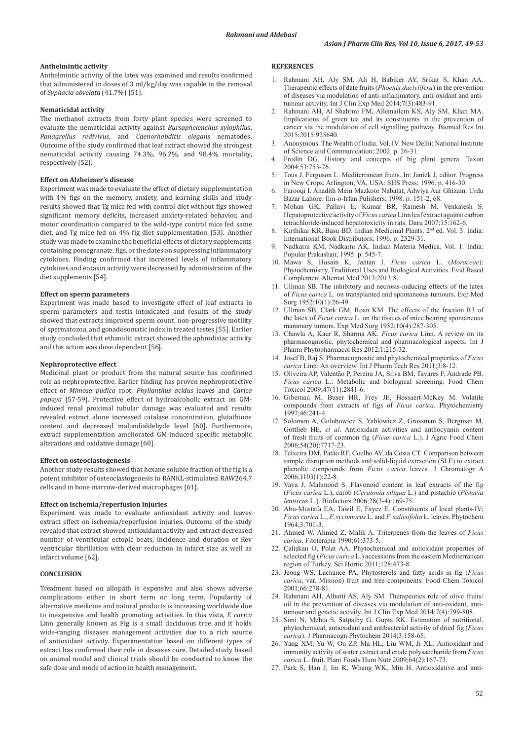### Anthelmintic activity

Anthelmintic activity of the latex was examined and results confirmed that administered in doses of 3 ml/kg/day was capable in the removal of *Syphacia obvelata* (41.7%) [51].

### Nematicidal activity

The methanol extracts from forty plant species were screened to evaluate the nematicidal activity against *Bursaphelenchus xylophilus*, *Panagrellus redivivus*, and *Caenorhabditis elegans* nematodes. Outcome of the study confirmed that leaf extract showed the strongest nematicidal activity causing 74.3%, 96.2%, and 98.4% mortality, respectively [52].

### Effect on Alzheimer's disease

Experiment was made to evaluate the effect of dietary supplementation with 4% figs on the memory, anxiety, and learning skills and study results showed that Tg mice fed with control diet without figs showed significant memory deficits, increased anxiety-related behavior, and motor coordination compared to the wild-type control mice fed same diet, and Tg mice fed on 4% fig diet supplementation [53]. Another study was made to examine the beneficial effects of dietary supplements containing pomegranate, figs, or the dates on suppressing inflammatory cytokines. Finding confirmed that increased levels of inflammatory cytokines and eotaxin activity were decreased by administration of the diet supplements [54].

### Effect on sperm parameters

Experiment was made based to investigate effect of leaf extracts in sperm parameters and testis intoxicated and results of the study showed that extracts improved sperm count, non-progressive motility of spermatozoa, and gonadosomatic index in treated testes [55]. Earlier study concluded that ethanolic extract showed the aphrodisiac activity and this action was dose dependent [56].

### Nephroprotective effect

Medicinal plant or product from the natural source has confirmed role as nephroprotective. Earlier finding has proven nephroprotective effect of *Mimosa pudica* root, *Phyllanthus acidus* leaves and *Carica papaya* [57-59]. Protective effect of hydroalcoholic extract on GM-induced renal proximal tubular damage was evaluated and results revealed extract alone increased catalase concentration, glutathione content and decreased malondialdehyde level [60]. Furthermore, extract supplementation ameliorated GM-induced specific metabolic alterations and oxidative damage [60].

### Effect on osteoclastogenesis

Another study results showed that hexane soluble fraction of the fig is a potent inhibitor of osteoclastogenesis in RANKL-stimulated RAW264.7 cells and in bone marrow-derived macrophages [61].

### Effect on ischemia/reperfusion injuries

Experiment was made to evaluate antioxidant activity and leaves extract effect on ischemia/reperfusion injuries. Outcome of the study revealed that extract showed antioxidant activity and extract decreased number of ventricular ectopic beats, incidence and duration of Rev ventricular fibrillation with clear reduction in infarct size as well as infarct volume [62].

## CONCLUSION

Treatment based on allopath is expensive and also shows adverse complications either in short term or long term. Popularity of alternative medicine and natural products is increasing worldwide due to inexpensive and health promoting activities. In this vista, *F. carica* Linn generally known as Fig is a small deciduous tree and it holds wide-ranging diseases management activities due to a rich source of antioxidant activity. Experimentation based on different types of extract has confirmed their role in diseases cure. Detailed study based on animal model and clinical trials should be conducted to know the safe dose and mode of action in health management.

## REFERENCES

1. Rahmani AH, Aly SM, Ali H, Babiker AY, Srikar S, Khan AA. Therapeutic effects of date fruits (*Phoenix dactylifera*) in the prevention of diseases via modulation of anti-inflammatory, anti-oxidant and anti-tumour activity. Int J Clin Exp Med 2014;7(3):483-91.
2. Rahmani AH, Al Shabrmi FM, Allemailem KS, Aly SM, Khan MA. Implications of green tea and its constituents in the prevention of cancer via the modulation of cell signalling pathway. Biomed Res Int 2015;2015:925640.
3. Anonymous. The Wealth of India. Vol. IV. New Delhi: National Institute of Science and Communication; 2002. p. 26-31.
4. Frodin DG. History and concepts of big plant genera. Taxon 2004;53:753-76.
5. Tous J, Ferguson L. Mediterranean fruits. In: Janick J, editor. Progress in New Crops, Arlington, VA, USA: SHS Press; 1996. p. 416-30.
6. Farooqi I. Ahadith Mein Mazkoor Nabatat, Adwiya Aur Ghizain. Urdu Bazar Lahore: Ilm-o-Irfan Pulishers; 1998. p. 151-2, 68.
7. Mohan GK, Pallavi E, Kumar BR, Ramesh M, Venkatesh S. Hepatoprotective activity of *Ficus carica* Linn leaf extract against carbon tetrachloride-induced hepatotoxicity in rats. Daru 2007;15:162-6.
8. Kirthikar KR, Basu BD. Indian Medicinal Plants. 2nd ed. Vol. 3. India: International Book Distributors; 1996. p. 2329-31.
9. Nadkarni KM, Nadkarni AK. Indian Materia Medica. Vol. 1. India: Popular Prakashan; 1995. p. 545-7.
10. Mawa S, Husain K, Jantan I. *Ficus carica* L. (*Moraceae*): Phytochemistry, Traditional Uses and Biological Activities. Evid Based Complement Alternat Med 2013;2013:8.
11. Ullman SB. The inhibitory and necrosis-inducing effects of the latex of *Ficus carica* L. on transplanted and spontaneous tumours. Exp Med Surg 1952;10(1):26-49.
12. Ullman SB, Clark GM, Roan KM. The effects of the fraction R3 of the latex of *Ficus carica* L. on the tissues of mice bearing spontaneous mammary tumors. Exp Med Surg 1952;10(4):287-305.
13. Chawla A, Kaur R, Sharma AK. *Ficus carica* Linn. A review on its pharmacognostic, phytochemical and pharmacological aspects. Int J Pharm Phytopharmacol Res 2012;1:215-32.
14. Josef B, Raj S. Pharmacognostic and phytochemical properties of *Ficus carica* Linn: An overview. Int J Pharm Tech Res 2011;3:8-12.
15. Oliveira AP, Valentão P, Pereira JA, Silva BM, Tavares F, Andrade PB. *Ficus carica* L.: Metabolic and biological screening. Food Chem Toxicol 2009;47(11):2841-6.
16. Gibernau M, Buser HR, Frey JE, Hossaert-McKey M. Volatile compounds from extracts of figs of *Ficus carica*. Phytochemistry 1997;46:241-4.
17. Solomon A, Golubowicz S, Yablowicz Z, Grossman S, Bergman M, Gottlieb HE, *et al*. Antioxidant activities and anthocyanin content of fresh fruits of common fig (*Ficus carica* L.). J Agric Food Chem 2006;54(20):7717-23.
18. Teixeira DM, Patão RF, Coelho AV, da Costa CT. Comparison between sample disruption methods and solid-liquid extraction (SLE) to extract phenolic compounds from *Ficus carica* leaves. J Chromatogr A 2006;1103(1):22-8.
19. Vaya J, Mahmood S. Flavonoid content in leaf extracts of the fig (*Ficus carica* L.), carob (*Ceratonia siliqua* L.) and pistachio (*Pistacia lentiscus* L.). Biofactors 2006;28(3-4):169-75.
20. Abu-Mustafa EA, Tawil E, Fayez E. Constituents of local plants-IV; *Ficus carica* L., *F. sycomorus* L. and *F. salicofolia* L. leaves. Phytochem 1964;3:701-3.
21. Ahmed W, Ahmed Z, Malik A. Triterpenes from the leaves of *Ficus carica*. Fitoterapia 1990;61:373-5.
22. Çalişkan O, Polat AA. Phytochemical and antioxidant properties of selected fig (*Ficus carica* L.) accessions from the eastern Mediterranean region of Turkey. Sci Hortic 2011;128:473-8.
23. Jeong WS, Lachance PA. Phytosterols and fatty acids in fig (*Ficus carica*, var. Mission) fruit and tree components. Food Chem Toxicol 2001;66:278-81.
24. Rahmani AH, Albutti AS, Aly SM. Therapeutics role of olive fruits/oil in the prevention of diseases via modulation of anti-oxidant, anti-tumour and genetic activity. Int J Clin Exp Med 2014;7(4):799-808.
25. Soni N, Mehta S, Satpathy G, Gupta RK. Estimation of nutritional, phytochemical, antioxidant and antibacterial activity of dried fig (*Ficus carica*). J Pharmacogn Phytochem 2014;3:158-65.
26. Yang XM, Yu W, Ou ZP, Ma HL, Liu WM, Ji XL. Antioxidant and immunity activity of water extract and crude polysaccharide from *Ficus carica* L. fruit. Plant Foods Hum Nutr 2009;64(2):167-73.
27. Park S, Han J, Im K, Whang WK, Min H. Antioxidative and anti-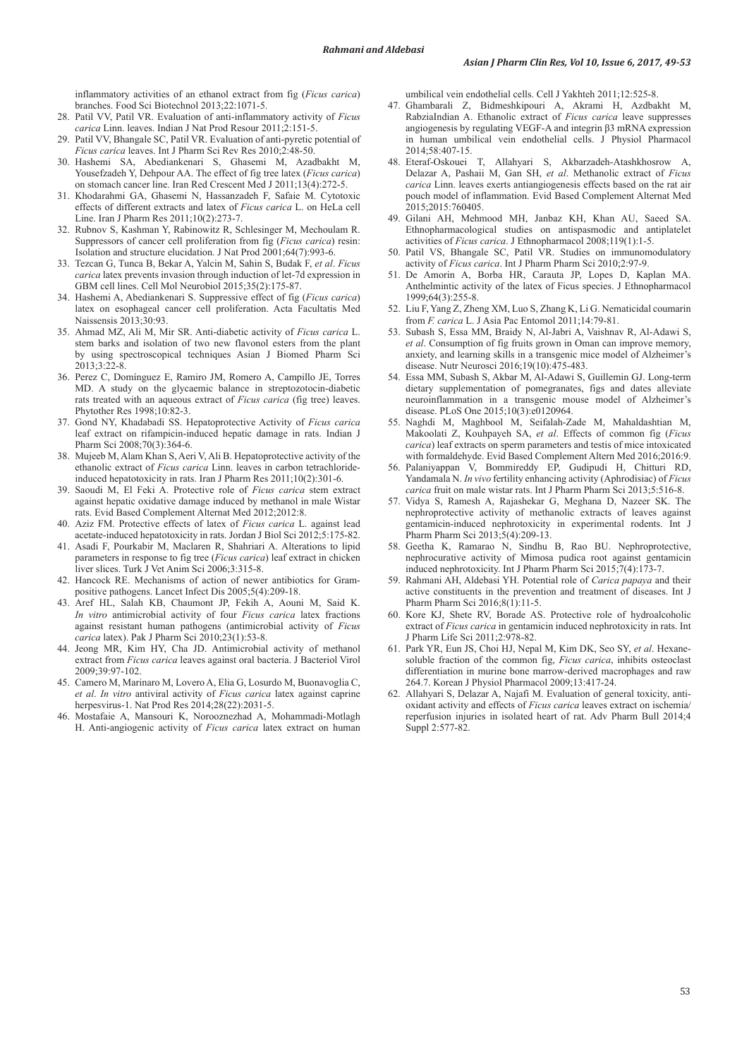inflammatory activities of an ethanol extract from fig (*Ficus carica*) branches. Food Sci Biotechnol 2013;22:1071-5.

28. Patil VV, Patil VR. Evaluation of anti-inflammatory activity of *Ficus carica* Linn. leaves. Indian J Nat Prod Resour 2011;2:151-5.
29. Patil VV, Bhangale SC, Patil VR. Evaluation of anti-pyretic potential of *Ficus carica* leaves. Int J Pharm Sci Rev Res 2010;2:48-50.
30. Hashemi SA, Abediankenari S, Ghasemi M, Azadbakht M, Yousefzadeh Y, Dehpour AA. The effect of fig tree latex (*Ficus carica*) on stomach cancer line. Iran Red Crescent Med J 2011;13(4):272-5.
31. Khodarahmi GA, Ghasemi N, Hassanzadeh F, Safaie M. Cytotoxic effects of different extracts and latex of *Ficus carica* L. on HeLa cell Line. Iran J Pharm Res 2011;10(2):273-7.
32. Rubnov S, Kashman Y, Rabinowitz R, Schlesinger M, Mechoulam R. Suppressors of cancer cell proliferation from fig (*Ficus carica*) resin: Isolation and structure elucidation. J Nat Prod 2001;64(7):993-6.
33. Tezcan G, Tunca B, Bekar A, Yalcin M, Sahin S, Budak F, *et al*. *Ficus carica* latex prevents invasion through induction of let-7d expression in GBM cell lines. Cell Mol Neurobiol 2015;35(2):175-87.
34. Hashemi A, Abediankenari S. Suppressive effect of fig (*Ficus carica*) latex on esophageal cancer cell proliferation. Acta Facultatis Med Naissensis 2013;30:93.
35. Ahmad MZ, Ali M, Mir SR. Anti-diabetic activity of *Ficus carica* L. stem barks and isolation of two new flavonol esters from the plant by using spectroscopical techniques Asian J Biomed Pharm Sci 2013;3:22-8.
36. Perez C, Domínguez E, Ramiro JM, Romero A, Campillo JE, Torres MD. A study on the glycaemic balance in streptozotocin-diabetic rats treated with an aqueous extract of *Ficus carica* (fig tree) leaves. Phytother Res 1998;10:82-3.
37. Gond NY, Khadabadi SS. Hepatoprotective Activity of *Ficus carica* leaf extract on rifampicin-induced hepatic damage in rats. Indian J Pharm Sci 2008;70(3):364-6.
38. Mujeeb M, Alam Khan S, Aeri V, Ali B. Hepatoprotective activity of the ethanolic extract of *Ficus carica* Linn. leaves in carbon tetrachloride-induced hepatotoxicity in rats. Iran J Pharm Res 2011;10(2):301-6.
39. Saoudi M, El Feki A. Protective role of *Ficus carica* stem extract against hepatic oxidative damage induced by methanol in male Wistar rats. Evid Based Complement Alternat Med 2012;2012:8.
40. Aziz FM. Protective effects of latex of *Ficus carica* L. against lead acetate-induced hepatotoxicity in rats. Jordan J Biol Sci 2012;5:175-82.
41. Asadi F, Pourkabir M, Maclaren R, Shahriari A. Alterations to lipid parameters in response to fig tree (*Ficus carica*) leaf extract in chicken liver slices. Turk J Vet Anim Sci 2006;3:315-8.
42. Hancock RE. Mechanisms of action of newer antibiotics for Gram-positive pathogens. Lancet Infect Dis 2005;5(4):209-18.
43. Aref HL, Salah KB, Chaumont JP, Fekih A, Aouni M, Said K. *In vitro* antimicrobial activity of four *Ficus carica* latex fractions against resistant human pathogens (antimicrobial activity of *Ficus carica* latex). Pak J Pharm Sci 2010;23(1):53-8.
44. Jeong MR, Kim HY, Cha JD. Antimicrobial activity of methanol extract from *Ficus carica* leaves against oral bacteria. J Bacteriol Virol 2009;39:97-102.
45. Camero M, Marinaro M, Lovero A, Elia G, Losurdo M, Buonavoglia C, *et al*. *In vitro* antiviral activity of *Ficus carica* latex against caprine herpesvirus-1. Nat Prod Res 2014;28(22):2031-5.
46. Mostafaie A, Mansouri K, Norooznezhad A, Mohammadi-Motlagh H. Anti-angiogenic activity of *Ficus carica* latex extract on human umbilical vein endothelial cells. Cell J Yakhteh 2011;12:525-8.
47. Ghambarali Z, Bidmeshkipouri A, Akrami H, Azdbakht M, RabziaIndian A. Ethanolic extract of *Ficus carica* leave suppresses angiogenesis by regulating VEGF-A and integrin β3 mRNA expression in human umbilical vein endothelial cells. J Physiol Pharmacol 2014;58:407-15.
48. Eteraf-Oskouei T, Allahyari S, Akbarzadeh-Atashkhosrow A, Delazar A, Pashaii M, Gan SH, *et al*. Methanolic extract of *Ficus carica* Linn. leaves exerts antiangiogenesis effects based on the rat air pouch model of inflammation. Evid Based Complement Alternat Med 2015;2015:760405.
49. Gilani AH, Mehmood MH, Janbaz KH, Khan AU, Saeed SA. Ethnopharmacological studies on antispasmodic and antiplatelet activities of *Ficus carica*. J Ethnopharmacol 2008;119(1):1-5.
50. Patil VS, Bhangale SC, Patil VR. Studies on immunomodulatory activity of *Ficus carica*. Int J Pharm Pharm Sci 2010;2:97-9.
51. De Amorin A, Borba HR, Carauta JP, Lopes D, Kaplan MA. Anthelmintic activity of the latex of Ficus species. J Ethnopharmacol 1999;64(3):255-8.
52. Liu F, Yang Z, Zheng XM, Luo S, Zhang K, Li G. Nematicidal coumarin from *F. carica* L. J Asia Pac Entomol 2011;14:79-81.
53. Subash S, Essa MM, Braidy N, Al-Jabri A, Vaishnav R, Al-Adawi S, *et al*. Consumption of fig fruits grown in Oman can improve memory, anxiety, and learning skills in a transgenic mice model of Alzheimer's disease. Nutr Neurosci 2016;19(10):475-483.
54. Essa MM, Subash S, Akbar M, Al-Adawi S, Guillemin GJ. Long-term dietary supplementation of pomegranates, figs and dates alleviate neuroinflammation in a transgenic mouse model of Alzheimer's disease. PLoS One 2015;10(3):e0120964.
55. Naghdi M, Maghbool M, Seifalah-Zade M, Mahaldashtian M, Makoolati Z, Kouhpayeh SA, *et al*. Effects of common fig (*Ficus carica*) leaf extracts on sperm parameters and testis of mice intoxicated with formaldehyde. Evid Based Complement Altern Med 2016;2016:9.
56. Palaniyappan V, Bommireddy EP, Gudipudi H, Chitturi RD, Yandamala N. *In vivo* fertility enhancing activity (Aphrodisiac) of *Ficus carica* fruit on male wistar rats. Int J Pharm Pharm Sci 2013;5:516-8.
57. Vidya S, Ramesh A, Rajashekar G, Meghana D, Nazeer SK. The nephroprotective activity of methanolic extracts of leaves against gentamicin-induced nephrotoxicity in experimental rodents. Int J Pharm Pharm Sci 2013;5(4):209-13.
58. Geetha K, Ramarao N, Sindhu B, Rao BU. Nephroprotective, nephrocurative activity of Mimosa pudica root against gentamicin induced nephrotoxicity. Int J Pharm Pharm Sci 2015;7(4):173-7.
59. Rahmani AH, Aldebasi YH. Potential role of *Carica papaya* and their active constituents in the prevention and treatment of diseases. Int J Pharm Pharm Sci 2016;8(1):11-5.
60. Kore KJ, Shete RV, Borade AS. Protective role of hydroalcoholic extract of *Ficus carica* in gentamicin induced nephrotoxicity in rats. Int J Pharm Life Sci 2011;2:978-82.
61. Park YR, Eun JS, Choi HJ, Nepal M, Kim DK, Seo SY, *et al*. Hexane-soluble fraction of the common fig, *Ficus carica*, inhibits osteoclast differentiation in murine bone marrow-derived macrophages and raw 264.7. Korean J Physiol Pharmacol 2009;13:417-24.
62. Allahyari S, Delazar A, Najafi M. Evaluation of general toxicity, anti-oxidant activity and effects of *Ficus carica* leaves extract on ischemia/reperfusion injuries in isolated heart of rat. Adv Pharm Bull 2014;4 Suppl 2:577-82.